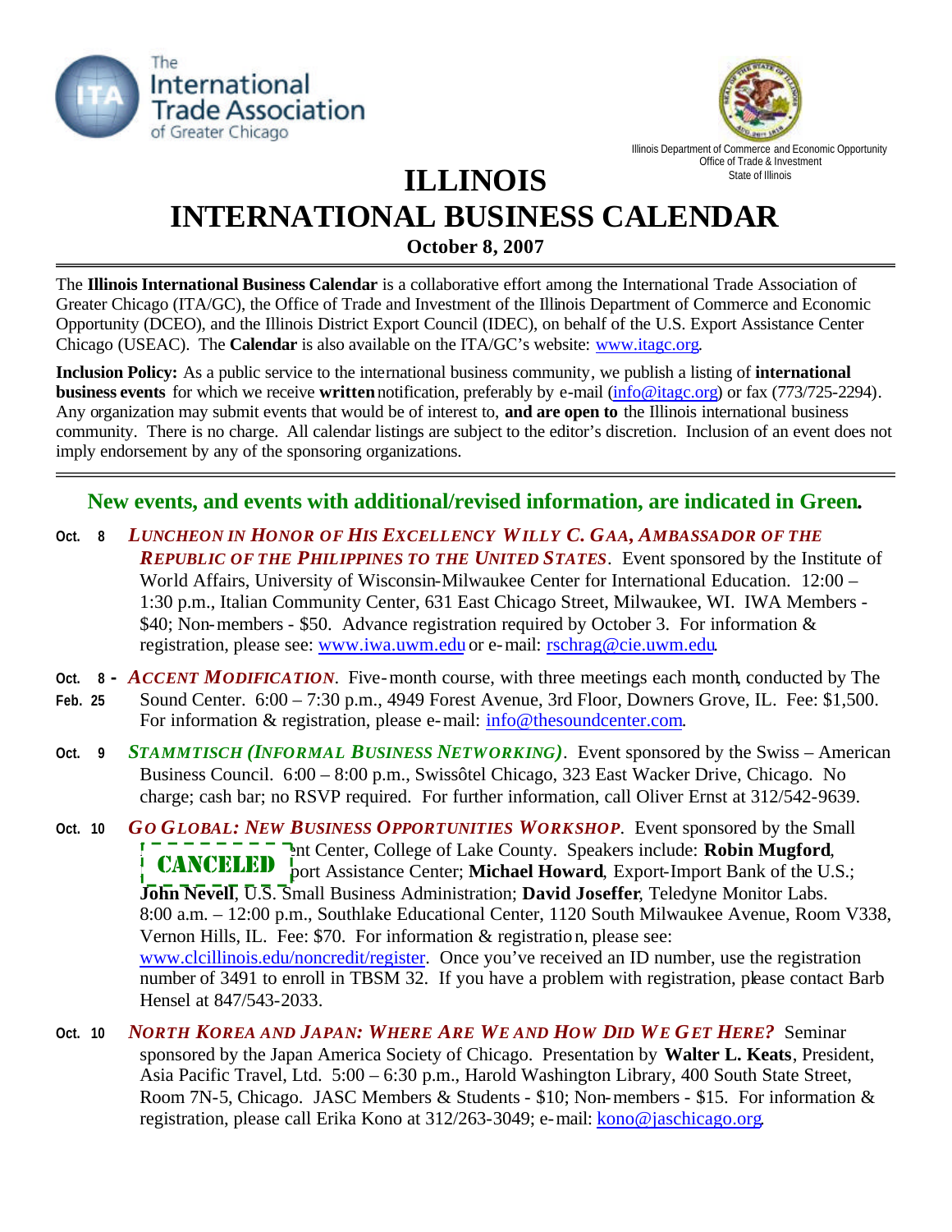The International Trade Association of Greater Chicago

Illinois Department of Commerce and Economic Opportunity
Office of Trade & Investment
State of Illinois

# ILLINOIS INTERNATIONAL BUSINESS CALENDAR

**October 8, 2007**

---

The **Illinois International Business Calendar** is a collaborative effort among the International Trade Association of Greater Chicago (ITA/GC), the Office of Trade and Investment of the Illinois Department of Commerce and Economic Opportunity (DCEO), and the Illinois District Export Council (IDEC), on behalf of the U.S. Export Assistance Center Chicago (USEAC). The **Calendar** is also available on the ITA/GC's website: www.itagc.org.

**Inclusion Policy:** As a public service to the international business community, we publish a listing of **international business events** for which we receive **written** notification, preferably by e-mail (info@itagc.org) or fax (773/725-2294). Any organization may submit events that would be of interest to, **and are open to** the Illinois international business community. There is no charge. All calendar listings are subject to the editor's discretion. Inclusion of an event does not imply endorsement by any of the sponsoring organizations.

---

## New events, and events with additional/revised information, are indicated in Green.

**Oct. 8** — ***LUNCHEON IN HONOR OF HIS EXCELLENCY WILLY C. GAA, AMBASSADOR OF THE REPUBLIC OF THE PHILIPPINES TO THE UNITED STATES***. Event sponsored by the Institute of World Affairs, University of Wisconsin-Milwaukee Center for International Education. 12:00 – 1:30 p.m., Italian Community Center, 631 East Chicago Street, Milwaukee, WI. IWA Members - $40; Non-members - $50. Advance registration required by October 3. For information & registration, please see: www.iwa.uwm.edu or e-mail: rschrag@cie.uwm.edu.

**Oct. 8 - Feb. 25** — ***ACCENT MODIFICATION***. Five-month course, with three meetings each month, conducted by The Sound Center. 6:00 – 7:30 p.m., 4949 Forest Avenue, 3rd Floor, Downers Grove, IL. Fee: $1,500. For information & registration, please e-mail: info@thesoundcenter.com.

**Oct. 9** — ***STAMMTISCH (INFORMAL BUSINESS NETWORKING)***. Event sponsored by the Swiss – American Business Council. 6:00 – 8:00 p.m., Swissôtel Chicago, 323 East Wacker Drive, Chicago. No charge; cash bar; no RSVP required. For further information, call Oliver Ernst at 312/542-9639.

**Oct. 10** — ***GO GLOBAL: NEW BUSINESS OPPORTUNITIES WORKSHOP***. **CANCELED** Event sponsored by the Small ...nt Center, College of Lake County. Speakers include: **Robin Mugford**, ...port Assistance Center; **Michael Howard**, Export-Import Bank of the U.S.; **John Nevell**, U.S. Small Business Administration; **David Joseffer**, Teledyne Monitor Labs. 8:00 a.m. – 12:00 p.m., Southlake Educational Center, 1120 South Milwaukee Avenue, Room V338, Vernon Hills, IL. Fee: $70. For information & registration, please see: www.clcillinois.edu/noncredit/register. Once you've received an ID number, use the registration number of 3491 to enroll in TBSM 32. If you have a problem with registration, please contact Barb Hensel at 847/543-2033.

**Oct. 10** — ***NORTH KOREA AND JAPAN: WHERE ARE WE AND HOW DID WE GET HERE?*** Seminar sponsored by the Japan America Society of Chicago. Presentation by **Walter L. Keats**, President, Asia Pacific Travel, Ltd. 5:00 – 6:30 p.m., Harold Washington Library, 400 South State Street, Room 7N-5, Chicago. JASC Members & Students - $10; Non-members - $15. For information & registration, please call Erika Kono at 312/263-3049; e-mail: kono@jaschicago.org.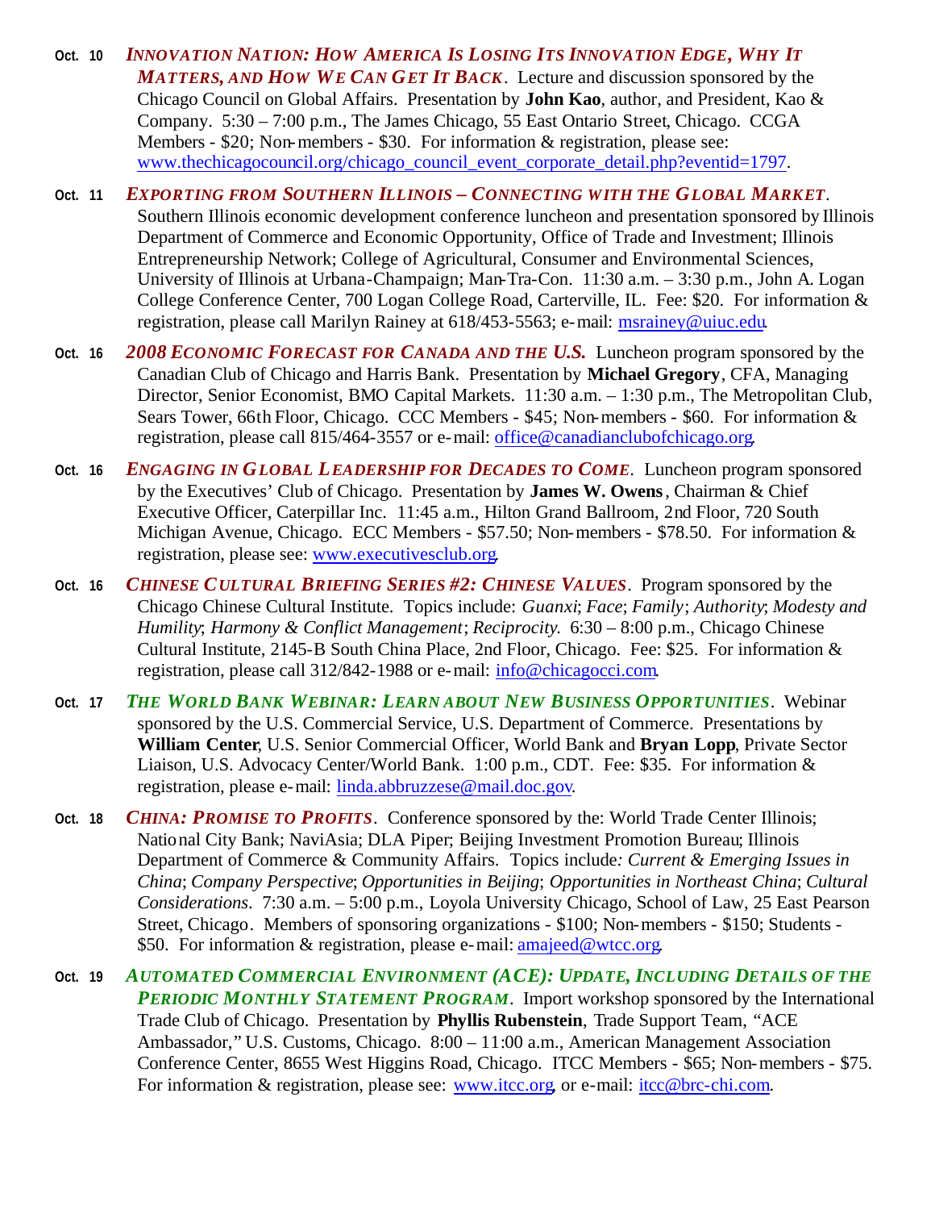**Oct. 10** ***INNOVATION NATION: HOW AMERICA IS LOSING ITS INNOVATION EDGE, WHY IT MATTERS, AND HOW WE CAN GET IT BACK***. Lecture and discussion sponsored by the Chicago Council on Global Affairs. Presentation by **John Kao**, author, and President, Kao & Company. 5:30 – 7:00 p.m., The James Chicago, 55 East Ontario Street, Chicago. CCGA Members - $20; Non-members - $30. For information & registration, please see: www.thechicagocouncil.org/chicago_council_event_corporate_detail.php?eventid=1797.

**Oct. 11** ***EXPORTING FROM SOUTHERN ILLINOIS – CONNECTING WITH THE GLOBAL MARKET***. Southern Illinois economic development conference luncheon and presentation sponsored by Illinois Department of Commerce and Economic Opportunity, Office of Trade and Investment; Illinois Entrepreneurship Network; College of Agricultural, Consumer and Environmental Sciences, University of Illinois at Urbana-Champaign; Man-Tra-Con. 11:30 a.m. – 3:30 p.m., John A. Logan College Conference Center, 700 Logan College Road, Carterville, IL. Fee: $20. For information & registration, please call Marilyn Rainey at 618/453-5563; e-mail: msrainey@uiuc.edu.

**Oct. 16** ***2008 ECONOMIC FORECAST FOR CANADA AND THE U.S.*** Luncheon program sponsored by the Canadian Club of Chicago and Harris Bank. Presentation by **Michael Gregory**, CFA, Managing Director, Senior Economist, BMO Capital Markets. 11:30 a.m. – 1:30 p.m., The Metropolitan Club, Sears Tower, 66th Floor, Chicago. CCC Members - $45; Non-members - $60. For information & registration, please call 815/464-3557 or e-mail: office@canadianclubofchicago.org.

**Oct. 16** ***ENGAGING IN GLOBAL LEADERSHIP FOR DECADES TO COME***. Luncheon program sponsored by the Executives' Club of Chicago. Presentation by **James W. Owens**, Chairman & Chief Executive Officer, Caterpillar Inc. 11:45 a.m., Hilton Grand Ballroom, 2nd Floor, 720 South Michigan Avenue, Chicago. ECC Members - $57.50; Non-members - $78.50. For information & registration, please see: www.executivesclub.org.

**Oct. 16** ***CHINESE CULTURAL BRIEFING SERIES #2: CHINESE VALUES***. Program sponsored by the Chicago Chinese Cultural Institute. Topics include: *Guanxi*; *Face*; *Family*; *Authority*; *Modesty and Humility*; *Harmony & Conflict Management*; *Reciprocity.* 6:30 – 8:00 p.m., Chicago Chinese Cultural Institute, 2145-B South China Place, 2nd Floor, Chicago. Fee: $25. For information & registration, please call 312/842-1988 or e-mail: info@chicagocci.com.

**Oct. 17** ***THE WORLD BANK WEBINAR: LEARN ABOUT NEW BUSINESS OPPORTUNITIES***. Webinar sponsored by the U.S. Commercial Service, U.S. Department of Commerce. Presentations by **William Center**, U.S. Senior Commercial Officer, World Bank and **Bryan Lopp**, Private Sector Liaison, U.S. Advocacy Center/World Bank. 1:00 p.m., CDT. Fee: $35. For information & registration, please e-mail: linda.abbruzzese@mail.doc.gov.

**Oct. 18** ***CHINA: PROMISE TO PROFITS***. Conference sponsored by the: World Trade Center Illinois; National City Bank; NaviAsia; DLA Piper; Beijing Investment Promotion Bureau; Illinois Department of Commerce & Community Affairs. Topics include*: Current & Emerging Issues in China*; *Company Perspective*; *Opportunities in Beijing*; *Opportunities in Northeast China*; *Cultural Considerations*. 7:30 a.m. – 5:00 p.m., Loyola University Chicago, School of Law, 25 East Pearson Street, Chicago. Members of sponsoring organizations - $100; Non-members - $150; Students - $50. For information & registration, please e-mail: amajeed@wtcc.org.

**Oct. 19** ***AUTOMATED COMMERCIAL ENVIRONMENT (ACE): UPDATE, INCLUDING DETAILS OF THE PERIODIC MONTHLY STATEMENT PROGRAM***. Import workshop sponsored by the International Trade Club of Chicago. Presentation by **Phyllis Rubenstein**, Trade Support Team, "ACE Ambassador," U.S. Customs, Chicago. 8:00 – 11:00 a.m., American Management Association Conference Center, 8655 West Higgins Road, Chicago. ITCC Members - $65; Non-members - $75. For information & registration, please see: www.itcc.org, or e-mail: itcc@brc-chi.com.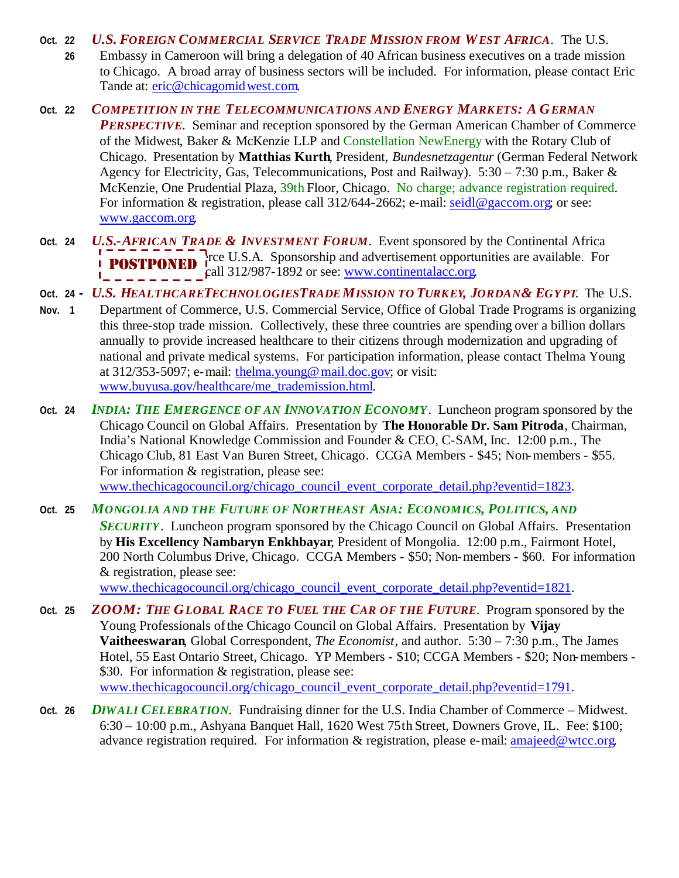**Oct. 22 – 26** ***U.S. FOREIGN COMMERCIAL SERVICE TRADE MISSION FROM WEST AFRICA***. The U.S. Embassy in Cameroon will bring a delegation of 40 African business executives on a trade mission to Chicago. A broad array of business sectors will be included. For information, please contact Eric Tande at: eric@chicagomidwest.com.

**Oct. 22** ***COMPETITION IN THE TELECOMMUNICATIONS AND ENERGY MARKETS: A GERMAN PERSPECTIVE***. Seminar and reception sponsored by the German American Chamber of Commerce of the Midwest, Baker & McKenzie LLP and Constellation NewEnergy with the Rotary Club of Chicago. Presentation by **Matthias Kurth**, President, *Bundesnetzagentur* (German Federal Network Agency for Electricity, Gas, Telecommunications, Post and Railway). 5:30 – 7:30 p.m., Baker & McKenzie, One Prudential Plaza, 39th Floor, Chicago. No charge; advance registration required. For information & registration, please call 312/644-2662; e-mail: seidl@gaccom.org; or see: www.gaccom.org.

**Oct. 24** ***U.S.-AFRICAN TRADE & INVESTMENT FORUM***. Event sponsored by the Continental Africa **POSTPONED** rce U.S.A. Sponsorship and advertisement opportunities are available. For call 312/987-1892 or see: www.continentalacc.org.

**Oct. 24 - Nov. 1** ***U.S. HEALTHCARETECHNOLOGIESTRADE MISSION TO TURKEY, JORDAN& EGYPT***. The U.S. Department of Commerce, U.S. Commercial Service, Office of Global Trade Programs is organizing this three-stop trade mission. Collectively, these three countries are spending over a billion dollars annually to provide increased healthcare to their citizens through modernization and upgrading of national and private medical systems. For participation information, please contact Thelma Young at 312/353-5097; e-mail: thelma.young@mail.doc.gov; or visit: www.buyusa.gov/healthcare/me_trademission.html.

**Oct. 24** ***INDIA: THE EMERGENCE OF AN INNOVATION ECONOMY***. Luncheon program sponsored by the Chicago Council on Global Affairs. Presentation by **The Honorable Dr. Sam Pitroda**, Chairman, India's National Knowledge Commission and Founder & CEO, C-SAM, Inc. 12:00 p.m., The Chicago Club, 81 East Van Buren Street, Chicago. CCGA Members - $45; Non-members - $55. For information & registration, please see: www.thechicagocouncil.org/chicago_council_event_corporate_detail.php?eventid=1823.

**Oct. 25** ***MONGOLIA AND THE FUTURE OF NORTHEAST ASIA: ECONOMICS, POLITICS, AND SECURITY***. Luncheon program sponsored by the Chicago Council on Global Affairs. Presentation by **His Excellency Nambaryn Enkhbayar**, President of Mongolia. 12:00 p.m., Fairmont Hotel, 200 North Columbus Drive, Chicago. CCGA Members - $50; Non-members - $60. For information & registration, please see: www.thechicagocouncil.org/chicago_council_event_corporate_detail.php?eventid=1821.

**Oct. 25** ***ZOOM: THE GLOBAL RACE TO FUEL THE CAR OF THE FUTURE***. Program sponsored by the Young Professionals of the Chicago Council on Global Affairs. Presentation by **Vijay Vaitheeswaran**, Global Correspondent, *The Economist*, and author. 5:30 – 7:30 p.m., The James Hotel, 55 East Ontario Street, Chicago. YP Members - $10; CCGA Members - $20; Non-members - $30. For information & registration, please see: www.thechicagocouncil.org/chicago_council_event_corporate_detail.php?eventid=1791.

**Oct. 26** ***DIWALI CELEBRATION***. Fundraising dinner for the U.S. India Chamber of Commerce – Midwest. 6:30 – 10:00 p.m., Ashyana Banquet Hall, 1620 West 75th Street, Downers Grove, IL. Fee: $100; advance registration required. For information & registration, please e-mail: amajeed@wtcc.org.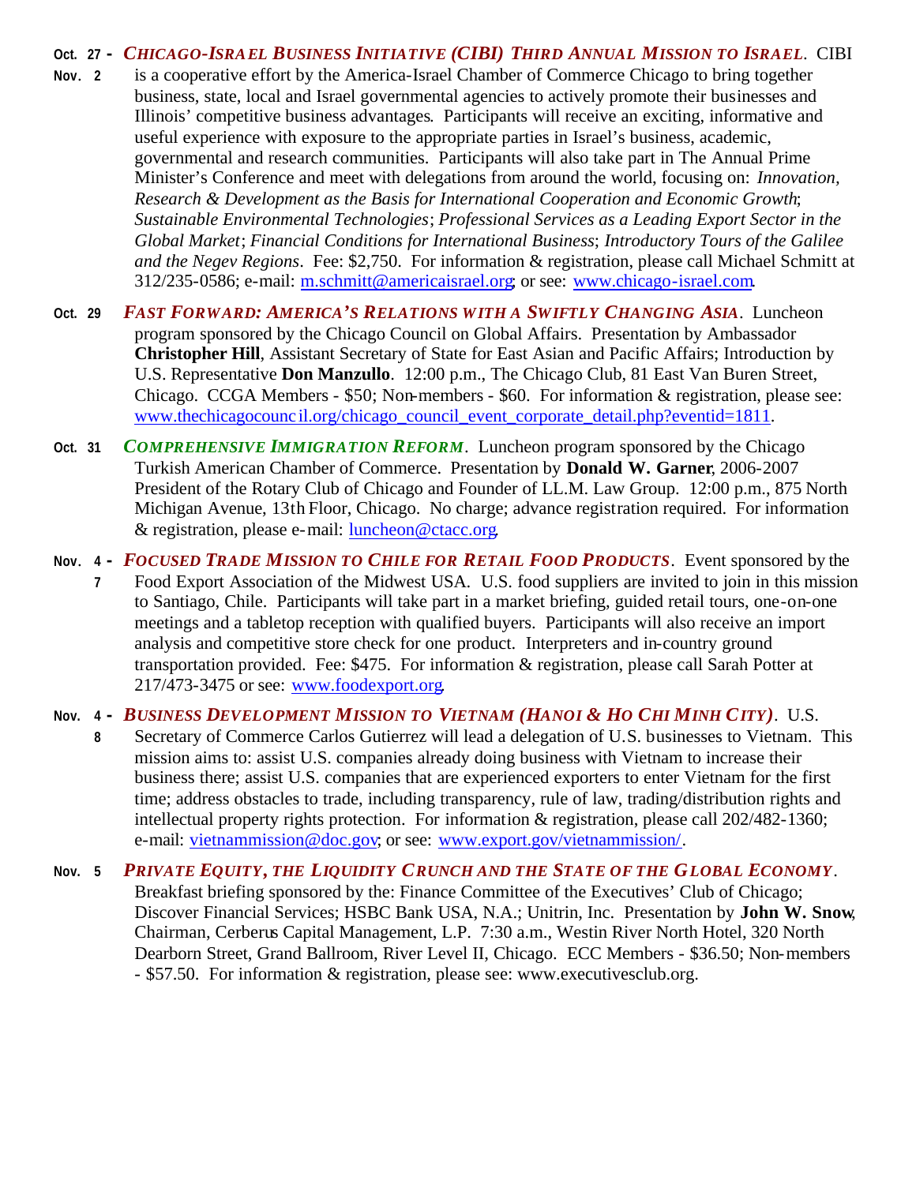**Oct. 27 - Nov. 2** ***CHICAGO-ISRAEL BUSINESS INITIATIVE (CIBI) THIRD ANNUAL MISSION TO ISRAEL***. CIBI is a cooperative effort by the America-Israel Chamber of Commerce Chicago to bring together business, state, local and Israel governmental agencies to actively promote their businesses and Illinois' competitive business advantages. Participants will receive an exciting, informative and useful experience with exposure to the appropriate parties in Israel's business, academic, governmental and research communities. Participants will also take part in The Annual Prime Minister's Conference and meet with delegations from around the world, focusing on: *Innovation, Research & Development as the Basis for International Cooperation and Economic Growth*; *Sustainable Environmental Technologies*; *Professional Services as a Leading Export Sector in the Global Market*; *Financial Conditions for International Business*; *Introductory Tours of the Galilee and the Negev Regions*. Fee: $2,750. For information & registration, please call Michael Schmitt at 312/235-0586; e-mail: m.schmitt@americaisrael.org; or see: www.chicago-israel.com.

**Oct. 29** ***FAST FORWARD: AMERICA'S RELATIONS WITH A SWIFTLY CHANGING ASIA***. Luncheon program sponsored by the Chicago Council on Global Affairs. Presentation by Ambassador **Christopher Hill**, Assistant Secretary of State for East Asian and Pacific Affairs; Introduction by U.S. Representative **Don Manzullo**. 12:00 p.m., The Chicago Club, 81 East Van Buren Street, Chicago. CCGA Members - $50; Non-members - $60. For information & registration, please see: www.thechicagocouncil.org/chicago_council_event_corporate_detail.php?eventid=1811.

**Oct. 31** ***COMPREHENSIVE IMMIGRATION REFORM***. Luncheon program sponsored by the Chicago Turkish American Chamber of Commerce. Presentation by **Donald W. Garner**, 2006-2007 President of the Rotary Club of Chicago and Founder of LL.M. Law Group. 12:00 p.m., 875 North Michigan Avenue, 13th Floor, Chicago. No charge; advance registration required. For information & registration, please e-mail: luncheon@ctacc.org.

**Nov. 4 - 7** ***FOCUSED TRADE MISSION TO CHILE FOR RETAIL FOOD PRODUCTS***. Event sponsored by the Food Export Association of the Midwest USA. U.S. food suppliers are invited to join in this mission to Santiago, Chile. Participants will take part in a market briefing, guided retail tours, one-on-one meetings and a tabletop reception with qualified buyers. Participants will also receive an import analysis and competitive store check for one product. Interpreters and in-country ground transportation provided. Fee: $475. For information & registration, please call Sarah Potter at 217/473-3475 or see: www.foodexport.org.

**Nov. 4 - 8** ***BUSINESS DEVELOPMENT MISSION TO VIETNAM (HANOI & HO CHI MINH CITY)***. U.S. Secretary of Commerce Carlos Gutierrez will lead a delegation of U.S. businesses to Vietnam. This mission aims to: assist U.S. companies already doing business with Vietnam to increase their business there; assist U.S. companies that are experienced exporters to enter Vietnam for the first time; address obstacles to trade, including transparency, rule of law, trading/distribution rights and intellectual property rights protection. For information & registration, please call 202/482-1360; e-mail: vietnammission@doc.gov; or see: www.export.gov/vietnammission/.

**Nov. 5** ***PRIVATE EQUITY, THE LIQUIDITY CRUNCH AND THE STATE OF THE GLOBAL ECONOMY***. Breakfast briefing sponsored by the: Finance Committee of the Executives' Club of Chicago; Discover Financial Services; HSBC Bank USA, N.A.; Unitrin, Inc. Presentation by **John W. Snow**, Chairman, Cerberus Capital Management, L.P. 7:30 a.m., Westin River North Hotel, 320 North Dearborn Street, Grand Ballroom, River Level II, Chicago. ECC Members - $36.50; Non-members - $57.50. For information & registration, please see: www.executivesclub.org.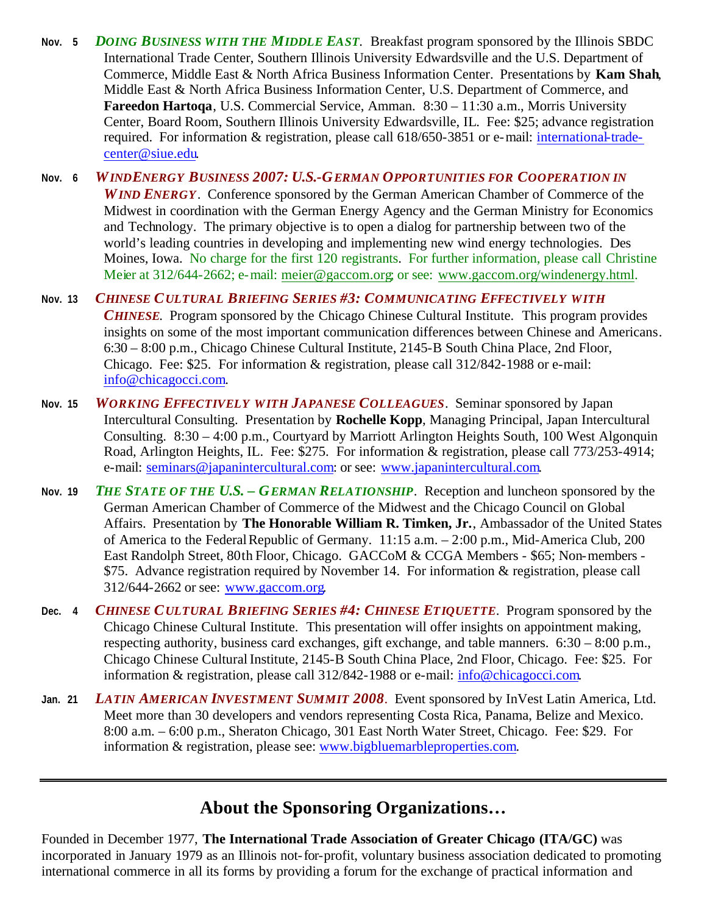**Nov. 5** ***DOING BUSINESS WITH THE MIDDLE EAST***. Breakfast program sponsored by the Illinois SBDC International Trade Center, Southern Illinois University Edwardsville and the U.S. Department of Commerce, Middle East & North Africa Business Information Center. Presentations by **Kam Shah**, Middle East & North Africa Business Information Center, U.S. Department of Commerce, and **Fareedon Hartoqa**, U.S. Commercial Service, Amman. 8:30 – 11:30 a.m., Morris University Center, Board Room, Southern Illinois University Edwardsville, IL. Fee: $25; advance registration required. For information & registration, please call 618/650-3851 or e-mail: international-trade-center@siue.edu.

**Nov. 6** ***WINDENERGY BUSINESS 2007: U.S.-GERMAN OPPORTUNITIES FOR COOPERATION IN WIND ENERGY***. Conference sponsored by the German American Chamber of Commerce of the Midwest in coordination with the German Energy Agency and the German Ministry for Economics and Technology. The primary objective is to open a dialog for partnership between two of the world's leading countries in developing and implementing new wind energy technologies. Des Moines, Iowa. No charge for the first 120 registrants. For further information, please call Christine Meier at 312/644-2662; e-mail: meier@gaccom.org; or see: www.gaccom.org/windenergy.html.

**Nov. 13** ***CHINESE CULTURAL BRIEFING SERIES #3: COMMUNICATING EFFECTIVELY WITH CHINESE***. Program sponsored by the Chicago Chinese Cultural Institute. This program provides insights on some of the most important communication differences between Chinese and Americans. 6:30 – 8:00 p.m., Chicago Chinese Cultural Institute, 2145-B South China Place, 2nd Floor, Chicago. Fee: $25. For information & registration, please call 312/842-1988 or e-mail: info@chicagocci.com.

**Nov. 15** ***WORKING EFFECTIVELY WITH JAPANESE COLLEAGUES***. Seminar sponsored by Japan Intercultural Consulting. Presentation by **Rochelle Kopp**, Managing Principal, Japan Intercultural Consulting. 8:30 – 4:00 p.m., Courtyard by Marriott Arlington Heights South, 100 West Algonquin Road, Arlington Heights, IL. Fee: $275. For information & registration, please call 773/253-4914; e-mail: seminars@japanintercultural.com: or see: www.japanintercultural.com.

**Nov. 19** ***THE STATE OF THE U.S. – GERMAN RELATIONSHIP***. Reception and luncheon sponsored by the German American Chamber of Commerce of the Midwest and the Chicago Council on Global Affairs. Presentation by **The Honorable William R. Timken, Jr.**, Ambassador of the United States of America to the Federal Republic of Germany. 11:15 a.m. – 2:00 p.m., Mid-America Club, 200 East Randolph Street, 80th Floor, Chicago. GACCoM & CCGA Members - $65; Non-members - $75. Advance registration required by November 14. For information & registration, please call 312/644-2662 or see: www.gaccom.org.

**Dec. 4** ***CHINESE CULTURAL BRIEFING SERIES #4: CHINESE ETIQUETTE***. Program sponsored by the Chicago Chinese Cultural Institute. This presentation will offer insights on appointment making, respecting authority, business card exchanges, gift exchange, and table manners. 6:30 – 8:00 p.m., Chicago Chinese Cultural Institute, 2145-B South China Place, 2nd Floor, Chicago. Fee: $25. For information & registration, please call 312/842-1988 or e-mail: info@chicagocci.com.

**Jan. 21** ***LATIN AMERICAN INVESTMENT SUMMIT 2008***. Event sponsored by InVest Latin America, Ltd. Meet more than 30 developers and vendors representing Costa Rica, Panama, Belize and Mexico. 8:00 a.m. – 6:00 p.m., Sheraton Chicago, 301 East North Water Street, Chicago. Fee: $29. For information & registration, please see: www.bigbluemarbleproperties.com.

---

## About the Sponsoring Organizations…

Founded in December 1977, **The International Trade Association of Greater Chicago (ITA/GC)** was incorporated in January 1979 as an Illinois not-for-profit, voluntary business association dedicated to promoting international commerce in all its forms by providing a forum for the exchange of practical information and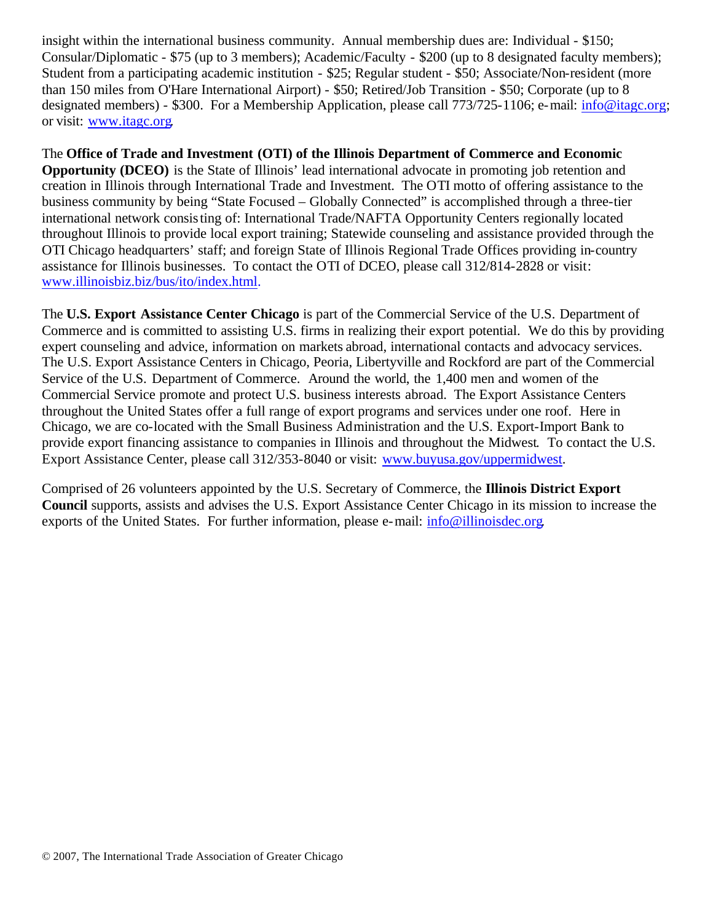insight within the international business community. Annual membership dues are: Individual - $150; Consular/Diplomatic - $75 (up to 3 members); Academic/Faculty - $200 (up to 8 designated faculty members); Student from a participating academic institution - $25; Regular student - $50; Associate/Non-resident (more than 150 miles from O'Hare International Airport) - $50; Retired/Job Transition - $50; Corporate (up to 8 designated members) - $300. For a Membership Application, please call 773/725-1106; e-mail: info@itagc.org; or visit: www.itagc.org.

The **Office of Trade and Investment (OTI) of the Illinois Department of Commerce and Economic Opportunity (DCEO)** is the State of Illinois' lead international advocate in promoting job retention and creation in Illinois through International Trade and Investment. The OTI motto of offering assistance to the business community by being "State Focused – Globally Connected" is accomplished through a three-tier international network consisting of: International Trade/NAFTA Opportunity Centers regionally located throughout Illinois to provide local export training; Statewide counseling and assistance provided through the OTI Chicago headquarters' staff; and foreign State of Illinois Regional Trade Offices providing in-country assistance for Illinois businesses. To contact the OTI of DCEO, please call 312/814-2828 or visit: www.illinoisbiz.biz/bus/ito/index.html.

The **U.S. Export Assistance Center Chicago** is part of the Commercial Service of the U.S. Department of Commerce and is committed to assisting U.S. firms in realizing their export potential. We do this by providing expert counseling and advice, information on markets abroad, international contacts and advocacy services. The U.S. Export Assistance Centers in Chicago, Peoria, Libertyville and Rockford are part of the Commercial Service of the U.S. Department of Commerce. Around the world, the 1,400 men and women of the Commercial Service promote and protect U.S. business interests abroad. The Export Assistance Centers throughout the United States offer a full range of export programs and services under one roof. Here in Chicago, we are co-located with the Small Business Administration and the U.S. Export-Import Bank to provide export financing assistance to companies in Illinois and throughout the Midwest. To contact the U.S. Export Assistance Center, please call 312/353-8040 or visit: www.buyusa.gov/uppermidwest.

Comprised of 26 volunteers appointed by the U.S. Secretary of Commerce, the **Illinois District Export Council** supports, assists and advises the U.S. Export Assistance Center Chicago in its mission to increase the exports of the United States. For further information, please e-mail: info@illinoisdec.org.

© 2007, The International Trade Association of Greater Chicago